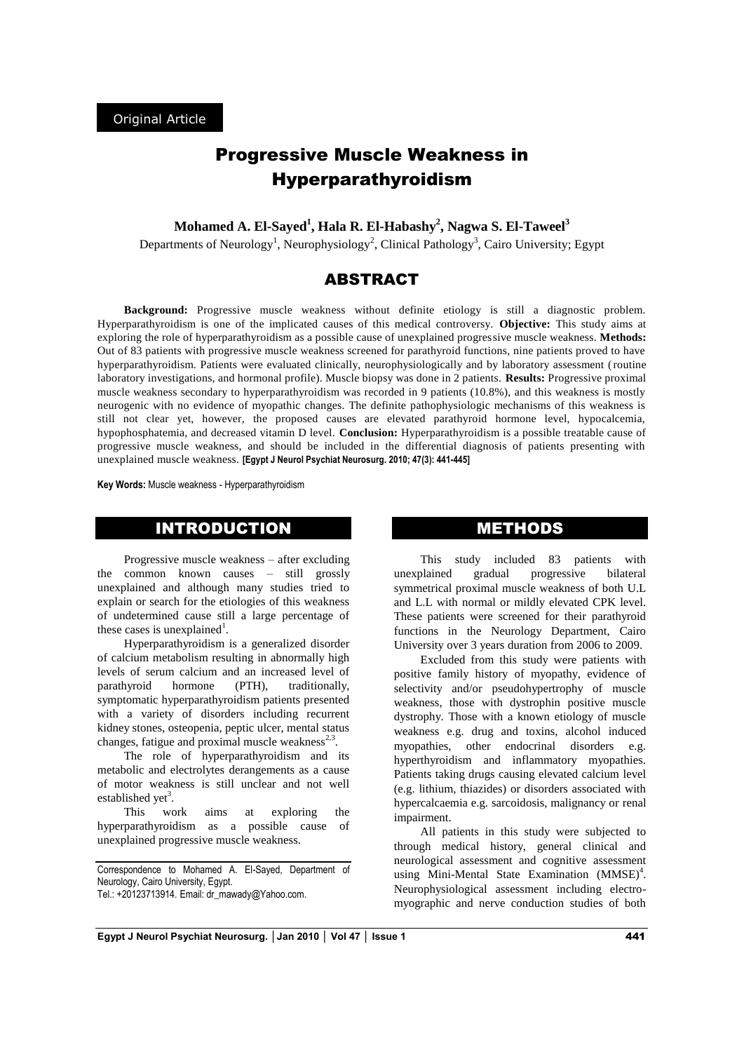Original Article

# Progressive Muscle Weakness in Hyperparathyroidism

**Mohamed A. El-Sayed[1], Hala R. El-Habashy[2], Nagwa S. El-Taweel[3]**

Departments of Neurology[1], Neurophysiology[2], Clinical Pathology[3], Cairo University; Egypt

## ABSTRACT

**Background:** Progressive muscle weakness without definite etiology is still a diagnostic problem. Hyperparathyroidism is one of the implicated causes of this medical controversy. **Objective:** This study aims at exploring the role of hyperparathyroidism as a possible cause of unexplained progressive muscle weakness. **Methods:** Out of 83 patients with progressive muscle weakness screened for parathyroid functions, nine patients proved to have hyperparathyroidism. Patients were evaluated clinically, neurophysiologically and by laboratory assessment (routine laboratory investigations, and hormonal profile). Muscle biopsy was done in 2 patients. **Results:** Progressive proximal muscle weakness secondary to hyperparathyroidism was recorded in 9 patients (10.8%), and this weakness is mostly neurogenic with no evidence of myopathic changes. The definite pathophysiologic mechanisms of this weakness is still not clear yet, however, the proposed causes are elevated parathyroid hormone level, hypocalcemia, hypophosphatemia, and decreased vitamin D level. **Conclusion:** Hyperparathyroidism is a possible treatable cause of progressive muscle weakness, and should be included in the differential diagnosis of patients presenting with unexplained muscle weakness. **[Egypt J Neurol Psychiat Neurosurg. 2010; 47(3): 441-445]**

**Key Words:** Muscle weakness - Hyperparathyroidism

## INTRODUCTION

Progressive muscle weakness – after excluding the common known causes – still grossly unexplained and although many studies tried to explain or search for the etiologies of this weakness of undetermined cause still a large percentage of these cases is unexplained[1].

Hyperparathyroidism is a generalized disorder of calcium metabolism resulting in abnormally high levels of serum calcium and an increased level of parathyroid hormone (PTH), traditionally, symptomatic hyperparathyroidism patients presented with a variety of disorders including recurrent kidney stones, osteopenia, peptic ulcer, mental status changes, fatigue and proximal muscle weakness[2,3].

The role of hyperparathyroidism and its metabolic and electrolytes derangements as a cause of motor weakness is still unclear and not well established yet[3].

This work aims at exploring the hyperparathyroidism as a possible cause of unexplained progressive muscle weakness.

Correspondence to Mohamed A. El-Sayed, Department of Neurology, Cairo University, Egypt.
Tel.: +20123713914. Email: dr_mawady@Yahoo.com.

## METHODS

This study included 83 patients with unexplained gradual progressive bilateral symmetrical proximal muscle weakness of both U.L and L.L with normal or mildly elevated CPK level. These patients were screened for their parathyroid functions in the Neurology Department, Cairo University over 3 years duration from 2006 to 2009.

Excluded from this study were patients with positive family history of myopathy, evidence of selectivity and/or pseudohypertrophy of muscle weakness, those with dystrophin positive muscle dystrophy. Those with a known etiology of muscle weakness e.g. drug and toxins, alcohol induced myopathies, other endocrinal disorders e.g. hyperthyroidism and inflammatory myopathies. Patients taking drugs causing elevated calcium level (e.g. lithium, thiazides) or disorders associated with hypercalcaemia e.g. sarcoidosis, malignancy or renal impairment.

All patients in this study were subjected to through medical history, general clinical and neurological assessment and cognitive assessment using Mini-Mental State Examination (MMSE)[4]. Neurophysiological assessment including electro-myographic and nerve conduction studies of both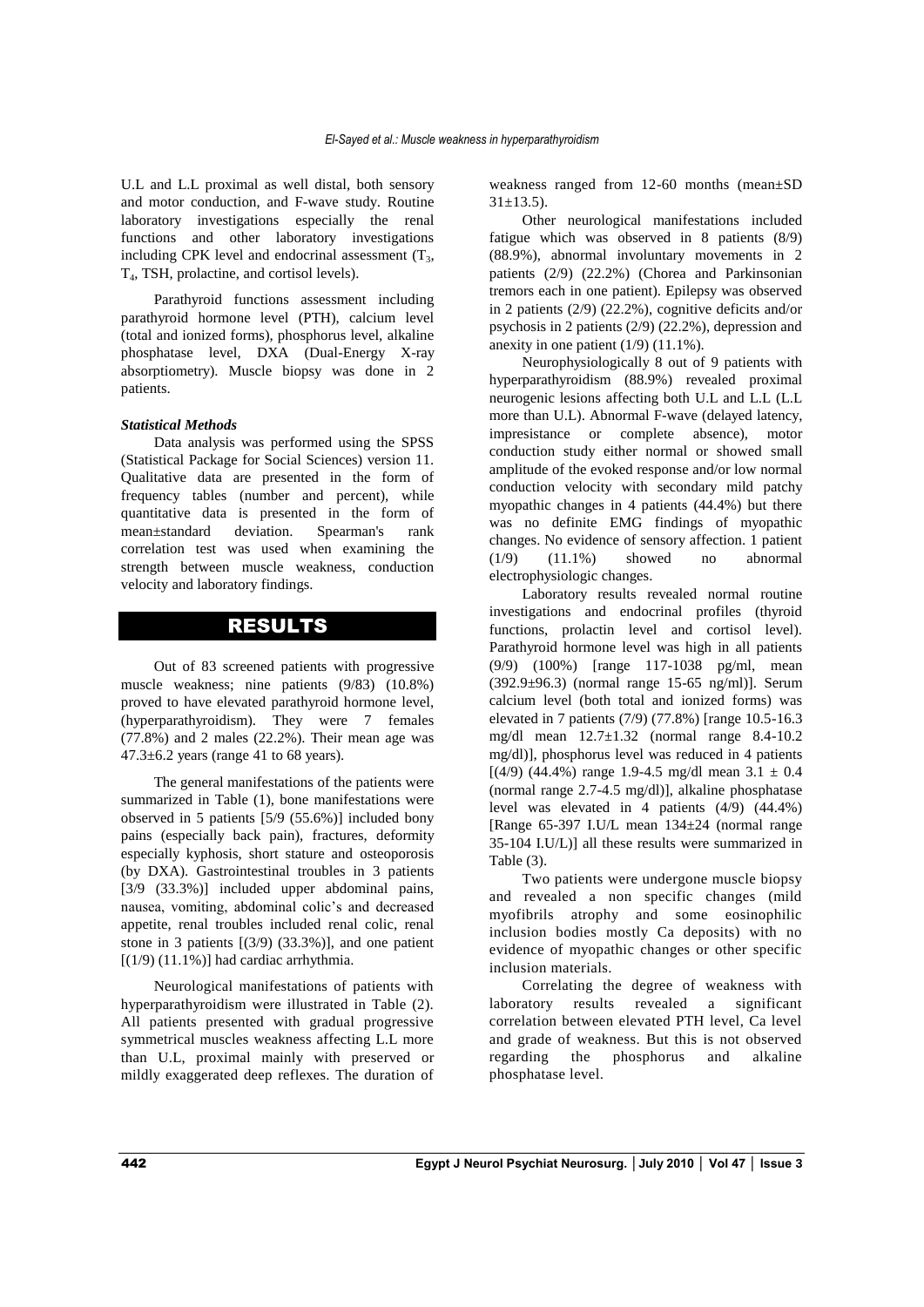U.L and L.L proximal as well distal, both sensory and motor conduction, and F-wave study. Routine laboratory investigations especially the renal functions and other laboratory investigations including CPK level and endocrinal assessment ($T_3$, $T_4$, TSH, prolactine, and cortisol levels).

Parathyroid functions assessment including parathyroid hormone level (PTH), calcium level (total and ionized forms), phosphorus level, alkaline phosphatase level, DXA (Dual-Energy X-ray absorptiometry). Muscle biopsy was done in 2 patients.

### *Statistical Methods*

Data analysis was performed using the SPSS (Statistical Package for Social Sciences) version 11. Qualitative data are presented in the form of frequency tables (number and percent), while quantitative data is presented in the form of mean±standard deviation. Spearman's rank correlation test was used when examining the strength between muscle weakness, conduction velocity and laboratory findings.

## RESULTS

Out of 83 screened patients with progressive muscle weakness; nine patients (9/83) (10.8%) proved to have elevated parathyroid hormone level, (hyperparathyroidism). They were 7 females (77.8%) and 2 males (22.2%). Their mean age was 47.3±6.2 years (range 41 to 68 years).

The general manifestations of the patients were summarized in Table (1), bone manifestations were observed in 5 patients [5/9 (55.6%)] included bony pains (especially back pain), fractures, deformity especially kyphosis, short stature and osteoporosis (by DXA). Gastrointestinal troubles in 3 patients [3/9 (33.3%)] included upper abdominal pains, nausea, vomiting, abdominal colic's and decreased appetite, renal troubles included renal colic, renal stone in 3 patients [(3/9) (33.3%)], and one patient [(1/9) (11.1%)] had cardiac arrhythmia.

Neurological manifestations of patients with hyperparathyroidism were illustrated in Table (2). All patients presented with gradual progressive symmetrical muscles weakness affecting L.L more than U.L, proximal mainly with preserved or mildly exaggerated deep reflexes. The duration of weakness ranged from 12-60 months (mean±SD 31±13.5).

Other neurological manifestations included fatigue which was observed in 8 patients (8/9) (88.9%), abnormal involuntary movements in 2 patients (2/9) (22.2%) (Chorea and Parkinsonian tremors each in one patient). Epilepsy was observed in 2 patients (2/9) (22.2%), cognitive deficits and/or psychosis in 2 patients (2/9) (22.2%), depression and anexity in one patient (1/9) (11.1%).

Neurophysiologically 8 out of 9 patients with hyperparathyroidism (88.9%) revealed proximal neurogenic lesions affecting both U.L and L.L (L.L more than U.L). Abnormal F-wave (delayed latency, impresistance or complete absence), motor conduction study either normal or showed small amplitude of the evoked response and/or low normal conduction velocity with secondary mild patchy myopathic changes in 4 patients (44.4%) but there was no definite EMG findings of myopathic changes. No evidence of sensory affection. 1 patient (1/9) (11.1%) showed no abnormal electrophysiologic changes.

Laboratory results revealed normal routine investigations and endocrinal profiles (thyroid functions, prolactin level and cortisol level). Parathyroid hormone level was high in all patients (9/9) (100%) [range 117-1038 pg/ml, mean (392.9±96.3) (normal range 15-65 ng/ml)]. Serum calcium level (both total and ionized forms) was elevated in 7 patients (7/9) (77.8%) [range 10.5-16.3 mg/dl mean 12.7±1.32 (normal range 8.4-10.2 mg/dl)], phosphorus level was reduced in 4 patients [(4/9) (44.4%) range 1.9-4.5 mg/dl mean 3.1 ± 0.4 (normal range 2.7-4.5 mg/dl)], alkaline phosphatase level was elevated in 4 patients (4/9) (44.4%) [Range 65-397 I.U/L mean 134±24 (normal range 35-104 I.U/L)] all these results were summarized in Table (3).

Two patients were undergone muscle biopsy and revealed a non specific changes (mild myofibrils atrophy and some eosinophilic inclusion bodies mostly Ca deposits) with no evidence of myopathic changes or other specific inclusion materials.

Correlating the degree of weakness with laboratory results revealed a significant correlation between elevated PTH level, Ca level and grade of weakness. But this is not observed regarding the phosphorus and alkaline phosphatase level.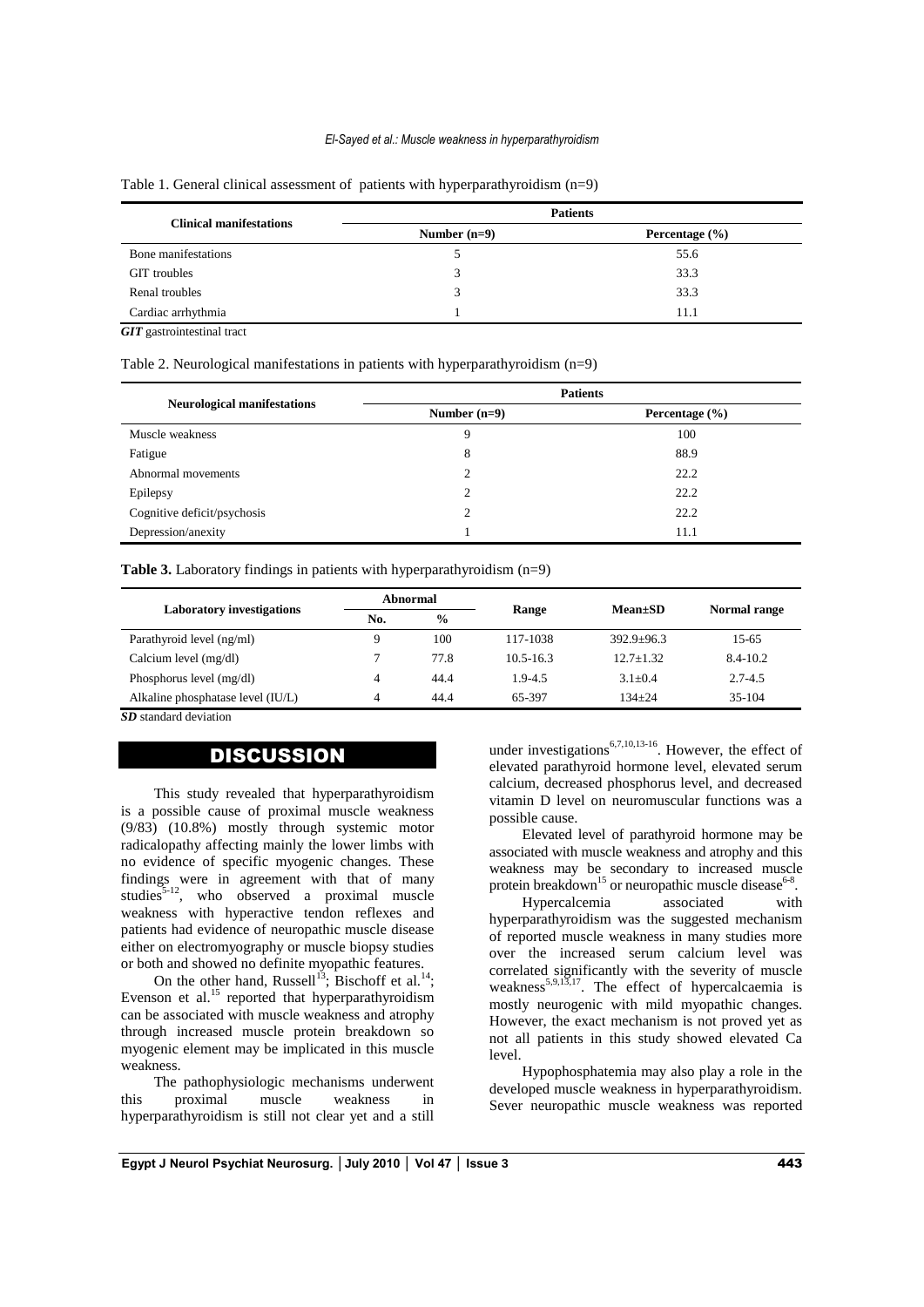Table 1. General clinical assessment of patients with hyperparathyroidism (n=9)

| Clinical manifestations | Patients | |
|---|---|---|
| | Number (n=9) | Percentage (%) |
| Bone manifestations | 5 | 55.6 |
| GIT troubles | 3 | 33.3 |
| Renal troubles | 3 | 33.3 |
| Cardiac arrhythmia | 1 | 11.1 |

***GIT*** gastrointestinal tract

Table 2. Neurological manifestations in patients with hyperparathyroidism (n=9)

| Neurological manifestations | Patients | |
|---|---|---|
| | Number (n=9) | Percentage (%) |
| Muscle weakness | 9 | 100 |
| Fatigue | 8 | 88.9 |
| Abnormal movements | 2 | 22.2 |
| Epilepsy | 2 | 22.2 |
| Cognitive deficit/psychosis | 2 | 22.2 |
| Depression/anexity | 1 | 11.1 |

**Table 3.** Laboratory findings in patients with hyperparathyroidism (n=9)

| Laboratory investigations | Abnormal | | Range | Mean±SD | Normal range |
|---|---|---|---|---|---|
| | No. | % | | | |
| Parathyroid level (ng/ml) | 9 | 100 | 117-1038 | 392.9±96.3 | 15-65 |
| Calcium level (mg/dl) | 7 | 77.8 | 10.5-16.3 | 12.7±1.32 | 8.4-10.2 |
| Phosphorus level (mg/dl) | 4 | 44.4 | 1.9-4.5 | 3.1±0.4 | 2.7-4.5 |
| Alkaline phosphatase level (IU/L) | 4 | 44.4 | 65-397 | 134±24 | 35-104 |

***SD*** standard deviation

## DISCUSSION

This study revealed that hyperparathyroidism is a possible cause of proximal muscle weakness (9/83) (10.8%) mostly through systemic motor radicalopathy affecting mainly the lower limbs with no evidence of specific myogenic changes. These findings were in agreement with that of many studies[5-12], who observed a proximal muscle weakness with hyperactive tendon reflexes and patients had evidence of neuropathic muscle disease either on electromyography or muscle biopsy studies or both and showed no definite myopathic features.

On the other hand, Russell[13]; Bischoff et al.[14]; Evenson et al.[15] reported that hyperparathyroidism can be associated with muscle weakness and atrophy through increased muscle protein breakdown so myogenic element may be implicated in this muscle weakness.

The pathophysiologic mechanisms underwent this proximal muscle weakness in hyperparathyroidism is still not clear yet and a still under investigations[6,7,10,13-16]. However, the effect of elevated parathyroid hormone level, elevated serum calcium, decreased phosphorus level, and decreased vitamin D level on neuromuscular functions was a possible cause.

Elevated level of parathyroid hormone may be associated with muscle weakness and atrophy and this weakness may be secondary to increased muscle protein breakdown[15] or neuropathic muscle disease[6-8].

Hypercalcemia associated with hyperparathyroidism was the suggested mechanism of reported muscle weakness in many studies more over the increased serum calcium level was correlated significantly with the severity of muscle weakness[5,9,13,17]. The effect of hypercalcaemia is mostly neurogenic with mild myopathic changes. However, the exact mechanism is not proved yet as not all patients in this study showed elevated Ca level.

Hypophosphatemia may also play a role in the developed muscle weakness in hyperparathyroidism. Sever neuropathic muscle weakness was reported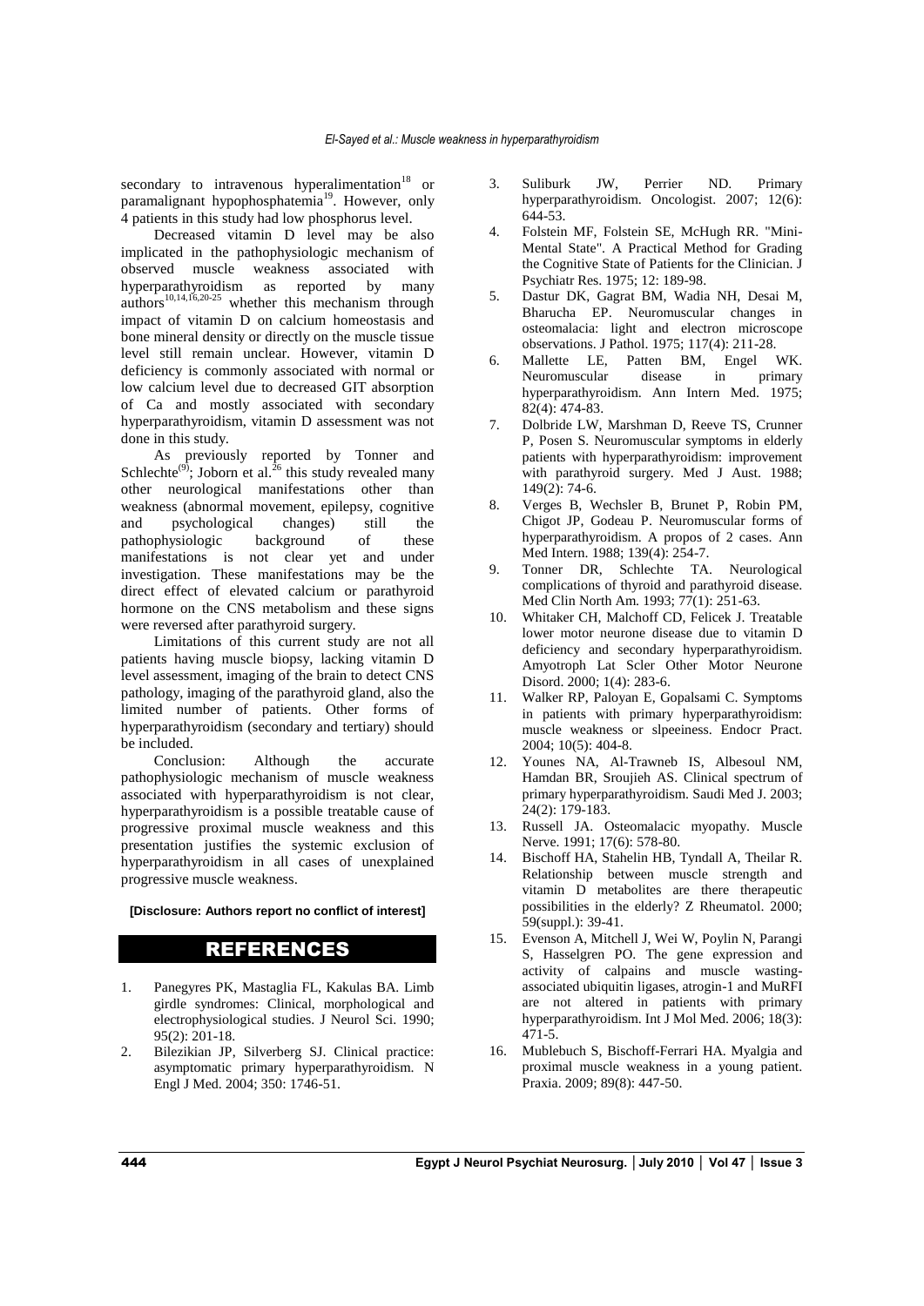secondary to intravenous hyperalimentation[18] or paramalignant hypophosphatemia[19]. However, only 4 patients in this study had low phosphorus level.

Decreased vitamin D level may be also implicated in the pathophysiologic mechanism of observed muscle weakness associated with hyperparathyroidism as reported by many authors[10,14,16,20-25] whether this mechanism through impact of vitamin D on calcium homeostasis and bone mineral density or directly on the muscle tissue level still remain unclear. However, vitamin D deficiency is commonly associated with normal or low calcium level due to decreased GIT absorption of Ca and mostly associated with secondary hyperparathyroidism, vitamin D assessment was not done in this study.

As previously reported by Tonner and Schlechte[(9)]; Joborn et al.[26] this study revealed many other neurological manifestations other than weakness (abnormal movement, epilepsy, cognitive and psychological changes) still the pathophysiologic background of these manifestations is not clear yet and under investigation. These manifestations may be the direct effect of elevated calcium or parathyroid hormone on the CNS metabolism and these signs were reversed after parathyroid surgery.

Limitations of this current study are not all patients having muscle biopsy, lacking vitamin D level assessment, imaging of the brain to detect CNS pathology, imaging of the parathyroid gland, also the limited number of patients. Other forms of hyperparathyroidism (secondary and tertiary) should be included.

Conclusion: Although the accurate pathophysiologic mechanism of muscle weakness associated with hyperparathyroidism is not clear, hyperparathyroidism is a possible treatable cause of progressive proximal muscle weakness and this presentation justifies the systemic exclusion of hyperparathyroidism in all cases of unexplained progressive muscle weakness.

**[Disclosure: Authors report no conflict of interest]**

## REFERENCES

1. Panegyres PK, Mastaglia FL, Kakulas BA. Limb girdle syndromes: Clinical, morphological and electrophysiological studies. J Neurol Sci. 1990; 95(2): 201-18.
2. Bilezikian JP, Silverberg SJ. Clinical practice: asymptomatic primary hyperparathyroidism. N Engl J Med. 2004; 350: 1746-51.
3. Suliburk JW, Perrier ND. Primary hyperparathyroidism. Oncologist. 2007; 12(6): 644-53.
4. Folstein MF, Folstein SE, McHugh RR. "Mini-Mental State". A Practical Method for Grading the Cognitive State of Patients for the Clinician. J Psychiatr Res. 1975; 12: 189-98.
5. Dastur DK, Gagrat BM, Wadia NH, Desai M, Bharucha EP. Neuromuscular changes in osteomalacia: light and electron microscope observations. J Pathol. 1975; 117(4): 211-28.
6. Mallette LE, Patten BM, Engel WK. Neuromuscular disease in primary hyperparathyroidism. Ann Intern Med. 1975; 82(4): 474-83.
7. Dolbride LW, Marshman D, Reeve TS, Crunner P, Posen S. Neuromuscular symptoms in elderly patients with hyperparathyroidism: improvement with parathyroid surgery. Med J Aust. 1988; 149(2): 74-6.
8. Verges B, Wechsler B, Brunet P, Robin PM, Chigot JP, Godeau P. Neuromuscular forms of hyperparathyroidism. A propos of 2 cases. Ann Med Intern. 1988; 139(4): 254-7.
9. Tonner DR, Schlechte TA. Neurological complications of thyroid and parathyroid disease. Med Clin North Am. 1993; 77(1): 251-63.
10. Whitaker CH, Malchoff CD, Felicek J. Treatable lower motor neurone disease due to vitamin D deficiency and secondary hyperparathyroidism. Amyotroph Lat Scler Other Motor Neurone Disord. 2000; 1(4): 283-6.
11. Walker RP, Paloyan E, Gopalsami C. Symptoms in patients with primary hyperparathyroidism: muscle weakness or slpeeiness. Endocr Pract. 2004; 10(5): 404-8.
12. Younes NA, Al-Trawneb IS, Albesoul NM, Hamdan BR, Sroujieh AS. Clinical spectrum of primary hyperparathyroidism. Saudi Med J. 2003; 24(2): 179-183.
13. Russell JA. Osteomalacic myopathy. Muscle Nerve. 1991; 17(6): 578-80.
14. Bischoff HA, Stahelin HB, Tyndall A, Theilar R. Relationship between muscle strength and vitamin D metabolites are there therapeutic possibilities in the elderly? Z Rheumatol. 2000; 59(suppl.): 39-41.
15. Evenson A, Mitchell J, Wei W, Poylin N, Parangi S, Hasselgren PO. The gene expression and activity of calpains and muscle wasting-associated ubiquitin ligases, atrogin-1 and MuRFI are not altered in patients with primary hyperparathyroidism. Int J Mol Med. 2006; 18(3): 471-5.
16. Mublebuch S, Bischoff-Ferrari HA. Myalgia and proximal muscle weakness in a young patient. Praxia. 2009; 89(8): 447-50.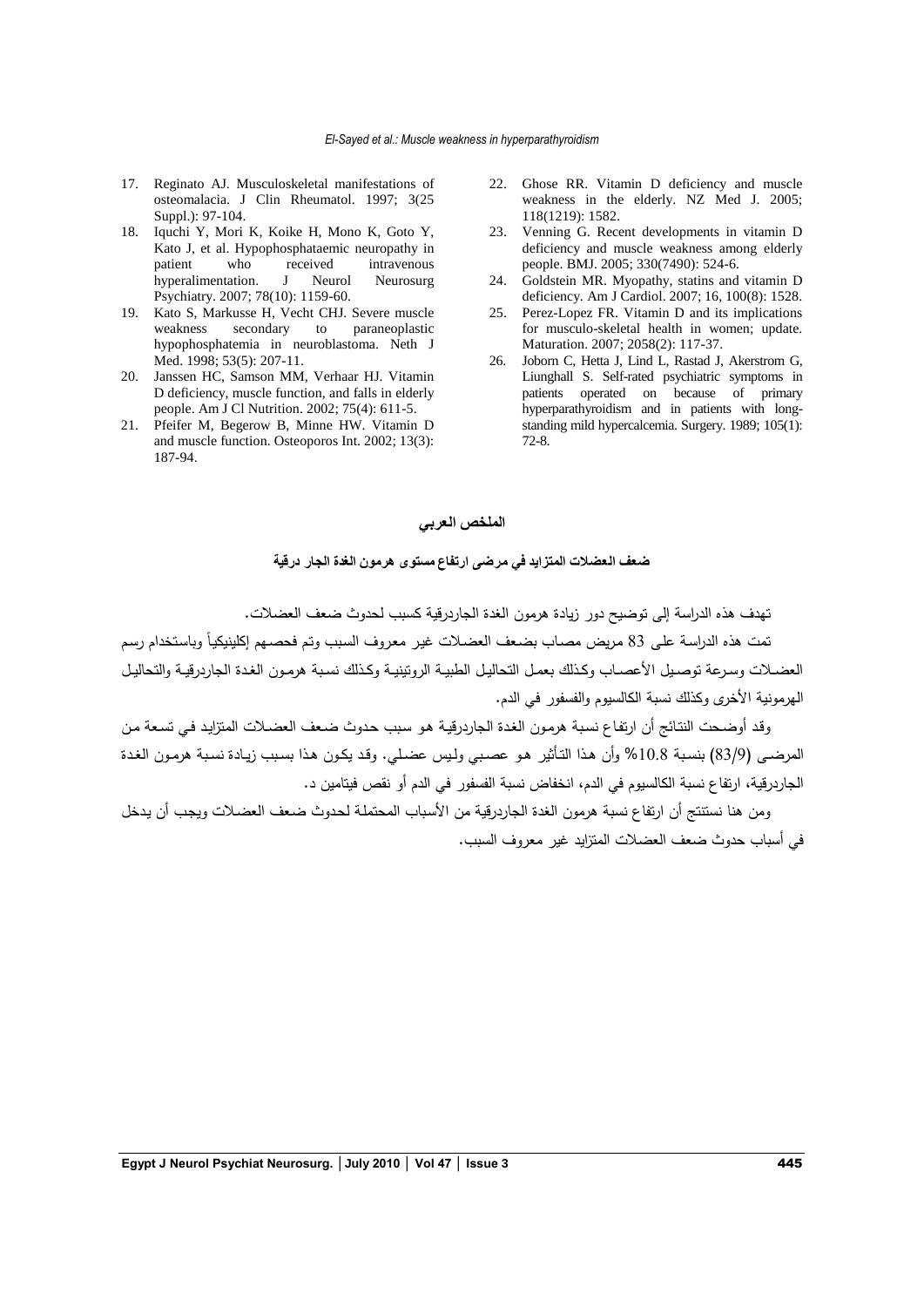17. Reginato AJ. Musculoskeletal manifestations of osteomalacia. J Clin Rheumatol. 1997; 3(25 Suppl.): 97-104.
18. Iquchi Y, Mori K, Koike H, Mono K, Goto Y, Kato J, et al. Hypophosphataemic neuropathy in patient who received intravenous hyperalimentation. J Neurol Neurosurg Psychiatry. 2007; 78(10): 1159-60.
19. Kato S, Markusse H, Vecht CHJ. Severe muscle weakness secondary to paraneoplastic hypophosphatemia in neuroblastoma. Neth J Med. 1998; 53(5): 207-11.
20. Janssen HC, Samson MM, Verhaar HJ. Vitamin D deficiency, muscle function, and falls in elderly people. Am J Cl Nutrition. 2002; 75(4): 611-5.
21. Pfeifer M, Begerow B, Minne HW. Vitamin D and muscle function. Osteoporos Int. 2002; 13(3): 187-94.
22. Ghose RR. Vitamin D deficiency and muscle weakness in the elderly. NZ Med J. 2005; 118(1219): 1582.
23. Venning G. Recent developments in vitamin D deficiency and muscle weakness among elderly people. BMJ. 2005; 330(7490): 524-6.
24. Goldstein MR. Myopathy, statins and vitamin D deficiency. Am J Cardiol. 2007; 16, 100(8): 1528.
25. Perez-Lopez FR. Vitamin D and its implications for musculo-skeletal health in women; update. Maturation. 2007; 2058(2): 117-37.
26. Joborn C, Hetta J, Lind L, Rastad J, Akerstrom G, Liunghall S. Self-rated psychiatric symptoms in patients operated on because of primary hyperparathyroidism and in patients with long-standing mild hypercalcemia. Surgery. 1989; 105(1): 72-8.

## الملخص العربي

### ضعف العضلات المتزايد في مرضى ارتفاع مستوى هرمون الغدة الجار درقية

تهدف هذه الدراسة إلى توضيح دور زيادة هرمون الغدة الجاردرقية كسبب لحدوث ضعف العضلات.

تمت هذه الدراسة على 83 مريض مصاب بضعف العضلات غير معروف السبب وتم فحصهم إكلينيكياً وباستخدام رسم العضلات وسرعة توصيل الأعصاب وكذلك بعمل التحاليل الطبية الروتينية وكذلك نسبة هرمون الغدة الجاردرقية والتحاليل الهرمونية الأخرى وكذلك نسبة الكالسيوم والفسفور في الدم.

وقد أوضحت النتائج أن ارتفاع نسبة هرمون الغدة الجاردرقية هو سبب حدوث ضعف العضلات المتزايد في تسعة من المرضى (83/9) بنسبة 10.8% وأن هذا التأثير هو عصبي وليس عضلي. وقد يكون هذا بسبب زيادة نسبة هرمون الغدة الجاردرقية، ارتفاع نسبة الكالسيوم في الدم، انخفاض نسبة الفسفور في الدم أو نقص فيتامين د.

ومن هنا نستنتج أن ارتفاع نسبة هرمون الغدة الجاردرقية من الأسباب المحتملة لحدوث ضعف العضلات ويجب أن يدخل في أسباب حدوث ضعف العضلات المتزايد غير معروف السبب.